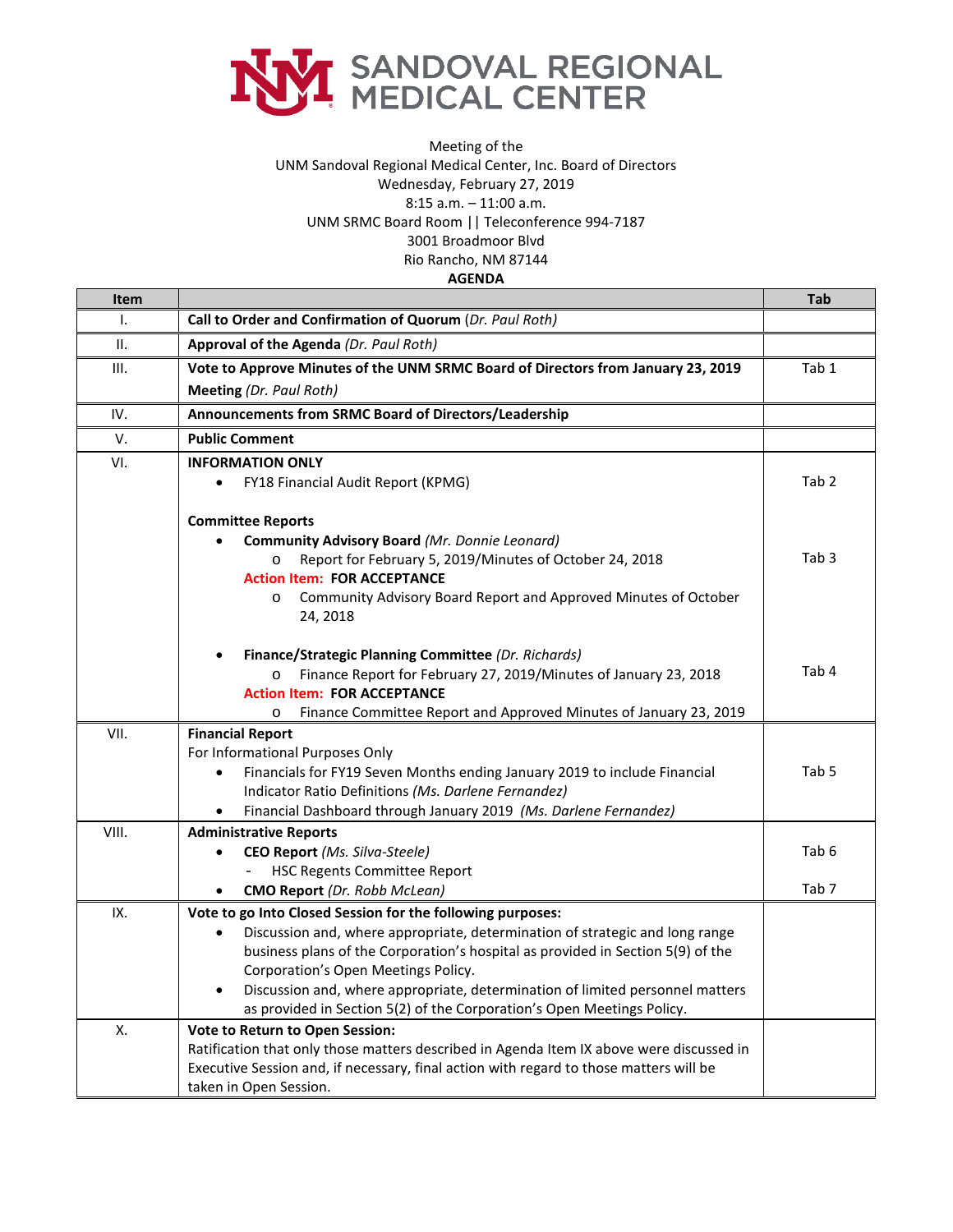# SANDOVAL REGIONAL MEDICAL CENTER

Meeting of the
UNM Sandoval Regional Medical Center, Inc. Board of Directors
Wednesday, February 27, 2019
8:15 a.m. – 11:00 a.m.
UNM SRMC Board Room || Teleconference 994-7187
3001 Broadmoor Blvd
Rio Rancho, NM 87144

**AGENDA**

| Item | | Tab |
|---|---|---|
| I. | **Call to Order and Confirmation of Quorum** *(Dr. Paul Roth)* | |
| II. | **Approval of the Agenda** *(Dr. Paul Roth)* | |
| III. | **Vote to Approve Minutes of the UNM SRMC Board of Directors from January 23, 2019 Meeting** *(Dr. Paul Roth)* | Tab 1 |
| IV. | **Announcements from SRMC Board of Directors/Leadership** | |
| V. | **Public Comment** | |
| VI. | **INFORMATION ONLY**<br>• FY18 Financial Audit Report (KPMG)<br><br>**Committee Reports**<br>• **Community Advisory Board** *(Mr. Donnie Leonard)*<br>  o Report for February 5, 2019/Minutes of October 24, 2018<br>  Action Item: **FOR ACCEPTANCE**<br>  o Community Advisory Board Report and Approved Minutes of October 24, 2018<br><br>• **Finance/Strategic Planning Committee** *(Dr. Richards)*<br>  o Finance Report for February 27, 2019/Minutes of January 23, 2018<br>  Action Item: **FOR ACCEPTANCE**<br>  o Finance Committee Report and Approved Minutes of January 23, 2019 | Tab 2<br><br><br>Tab 3<br><br><br><br>Tab 4 |
| VII. | **Financial Report**<br>For Informational Purposes Only<br>• Financials for FY19 Seven Months ending January 2019 to include Financial Indicator Ratio Definitions *(Ms. Darlene Fernandez)*<br>• Financial Dashboard through January 2019 *(Ms. Darlene Fernandez)* | Tab 5 |
| VIII. | **Administrative Reports**<br>• **CEO Report** *(Ms. Silva-Steele)*<br>  - HSC Regents Committee Report<br>• **CMO Report** *(Dr. Robb McLean)* | Tab 6<br><br>Tab 7 |
| IX. | **Vote to go Into Closed Session for the following purposes:**<br>• Discussion and, where appropriate, determination of strategic and long range business plans of the Corporation's hospital as provided in Section 5(9) of the Corporation's Open Meetings Policy.<br>• Discussion and, where appropriate, determination of limited personnel matters as provided in Section 5(2) of the Corporation's Open Meetings Policy. | |
| X. | **Vote to Return to Open Session:**<br>Ratification that only those matters described in Agenda Item IX above were discussed in Executive Session and, if necessary, final action with regard to those matters will be taken in Open Session. | |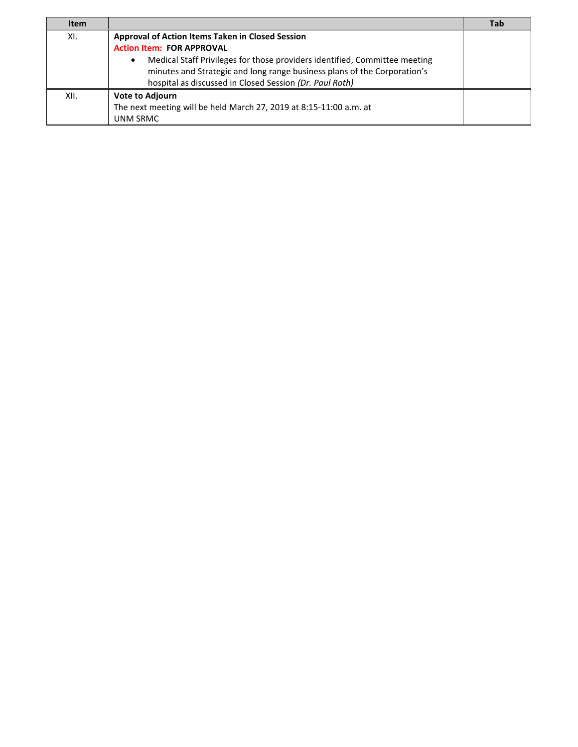| Item | | Tab |
|---|---|---|
| XI. | **Approval of Action Items Taken in Closed Session**<br>**Action Item: FOR APPROVAL**<br>• Medical Staff Privileges for those providers identified, Committee meeting minutes and Strategic and long range business plans of the Corporation's hospital as discussed in Closed Session *(Dr. Paul Roth)* | |
| XII. | **Vote to Adjourn**<br>The next meeting will be held March 27, 2019 at 8:15-11:00 a.m. at UNM SRMC | |